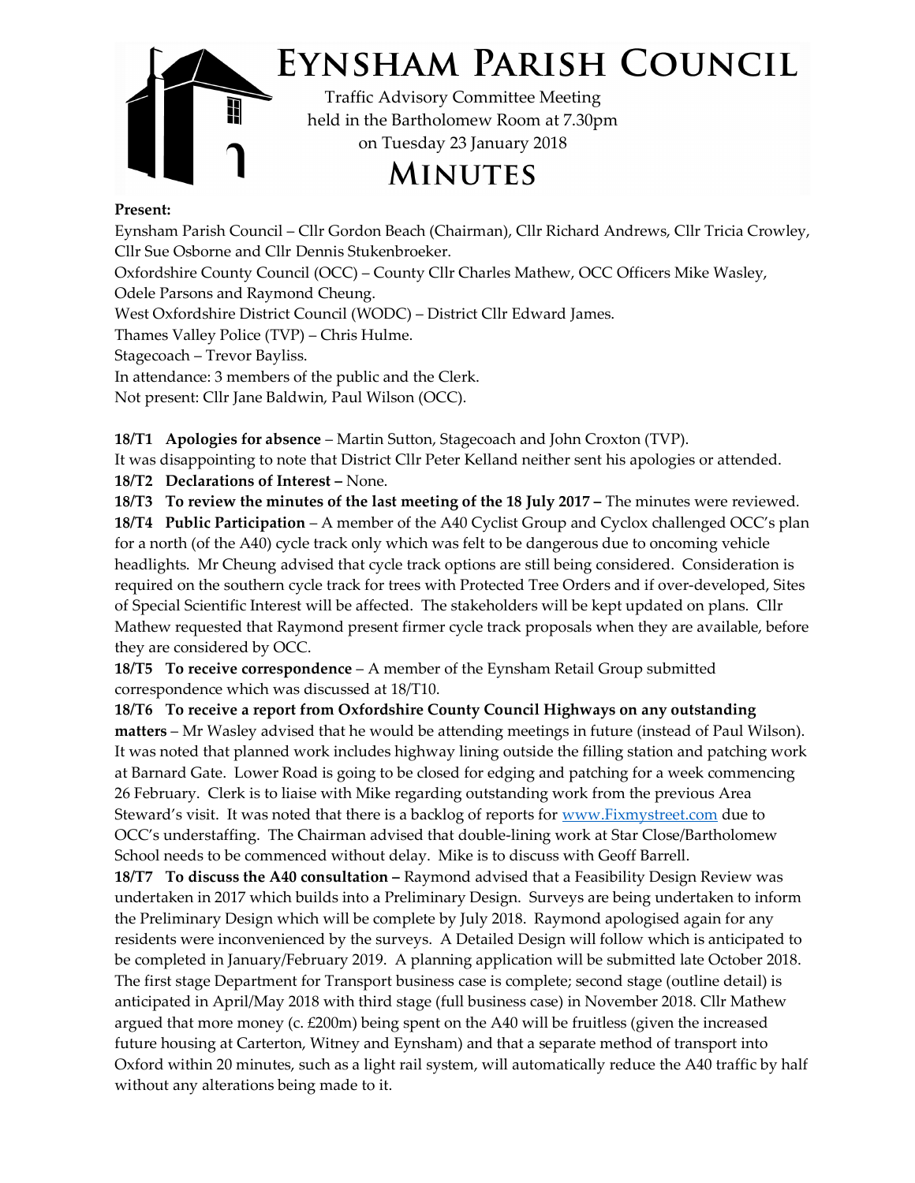# Eynsham Parish Council

Traffic Advisory Committee Meeting
held in the Bartholomew Room at 7.30pm
on Tuesday 23 January 2018

# Minutes

**Present:**

Eynsham Parish Council – Cllr Gordon Beach (Chairman), Cllr Richard Andrews, Cllr Tricia Crowley, Cllr Sue Osborne and Cllr Dennis Stukenbroeker.
Oxfordshire County Council (OCC) – County Cllr Charles Mathew, OCC Officers Mike Wasley, Odele Parsons and Raymond Cheung.
West Oxfordshire District Council (WODC) – District Cllr Edward James.
Thames Valley Police (TVP) – Chris Hulme.
Stagecoach – Trevor Bayliss.
In attendance: 3 members of the public and the Clerk.
Not present: Cllr Jane Baldwin, Paul Wilson (OCC).

**18/T1 Apologies for absence** – Martin Sutton, Stagecoach and John Croxton (TVP).
It was disappointing to note that District Cllr Peter Kelland neither sent his apologies or attended.

**18/T2 Declarations of Interest –** None.

**18/T3 To review the minutes of the last meeting of the 18 July 2017 –** The minutes were reviewed.

**18/T4 Public Participation** – A member of the A40 Cyclist Group and Cyclox challenged OCC's plan for a north (of the A40) cycle track only which was felt to be dangerous due to oncoming vehicle headlights. Mr Cheung advised that cycle track options are still being considered. Consideration is required on the southern cycle track for trees with Protected Tree Orders and if over-developed, Sites of Special Scientific Interest will be affected. The stakeholders will be kept updated on plans. Cllr Mathew requested that Raymond present firmer cycle track proposals when they are available, before they are considered by OCC.

**18/T5 To receive correspondence** – A member of the Eynsham Retail Group submitted correspondence which was discussed at 18/T10.

**18/T6 To receive a report from Oxfordshire County Council Highways on any outstanding matters** – Mr Wasley advised that he would be attending meetings in future (instead of Paul Wilson). It was noted that planned work includes highway lining outside the filling station and patching work at Barnard Gate. Lower Road is going to be closed for edging and patching for a week commencing 26 February. Clerk is to liaise with Mike regarding outstanding work from the previous Area Steward's visit. It was noted that there is a backlog of reports for [www.Fixmystreet.com](http://www.Fixmystreet.com) due to OCC's understaffing. The Chairman advised that double-lining work at Star Close/Bartholomew School needs to be commenced without delay. Mike is to discuss with Geoff Barrell.

**18/T7 To discuss the A40 consultation –** Raymond advised that a Feasibility Design Review was undertaken in 2017 which builds into a Preliminary Design. Surveys are being undertaken to inform the Preliminary Design which will be complete by July 2018. Raymond apologised again for any residents were inconvenienced by the surveys. A Detailed Design will follow which is anticipated to be completed in January/February 2019. A planning application will be submitted late October 2018. The first stage Department for Transport business case is complete; second stage (outline detail) is anticipated in April/May 2018 with third stage (full business case) in November 2018. Cllr Mathew argued that more money (c. £200m) being spent on the A40 will be fruitless (given the increased future housing at Carterton, Witney and Eynsham) and that a separate method of transport into Oxford within 20 minutes, such as a light rail system, will automatically reduce the A40 traffic by half without any alterations being made to it.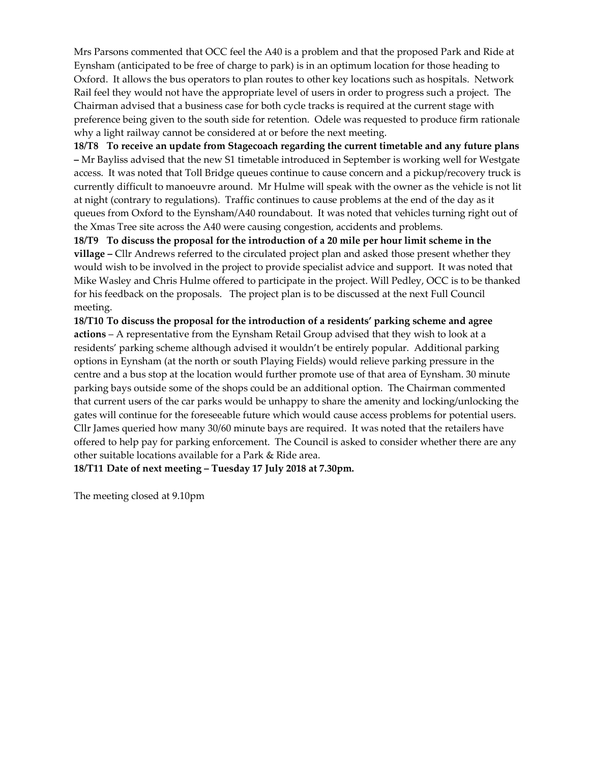Mrs Parsons commented that OCC feel the A40 is a problem and that the proposed Park and Ride at Eynsham (anticipated to be free of charge to park) is in an optimum location for those heading to Oxford. It allows the bus operators to plan routes to other key locations such as hospitals. Network Rail feel they would not have the appropriate level of users in order to progress such a project. The Chairman advised that a business case for both cycle tracks is required at the current stage with preference being given to the south side for retention. Odele was requested to produce firm rationale why a light railway cannot be considered at or before the next meeting.

**18/T8 To receive an update from Stagecoach regarding the current timetable and any future plans –** Mr Bayliss advised that the new S1 timetable introduced in September is working well for Westgate access. It was noted that Toll Bridge queues continue to cause concern and a pickup/recovery truck is currently difficult to manoeuvre around. Mr Hulme will speak with the owner as the vehicle is not lit at night (contrary to regulations). Traffic continues to cause problems at the end of the day as it queues from Oxford to the Eynsham/A40 roundabout. It was noted that vehicles turning right out of the Xmas Tree site across the A40 were causing congestion, accidents and problems.

**18/T9 To discuss the proposal for the introduction of a 20 mile per hour limit scheme in the village –** Cllr Andrews referred to the circulated project plan and asked those present whether they would wish to be involved in the project to provide specialist advice and support. It was noted that Mike Wasley and Chris Hulme offered to participate in the project. Will Pedley, OCC is to be thanked for his feedback on the proposals. The project plan is to be discussed at the next Full Council meeting.

**18/T10 To discuss the proposal for the introduction of a residents' parking scheme and agree actions** – A representative from the Eynsham Retail Group advised that they wish to look at a residents' parking scheme although advised it wouldn't be entirely popular. Additional parking options in Eynsham (at the north or south Playing Fields) would relieve parking pressure in the centre and a bus stop at the location would further promote use of that area of Eynsham. 30 minute parking bays outside some of the shops could be an additional option. The Chairman commented that current users of the car parks would be unhappy to share the amenity and locking/unlocking the gates will continue for the foreseeable future which would cause access problems for potential users. Cllr James queried how many 30/60 minute bays are required. It was noted that the retailers have offered to help pay for parking enforcement. The Council is asked to consider whether there are any other suitable locations available for a Park & Ride area.

**18/T11 Date of next meeting – Tuesday 17 July 2018 at 7.30pm.**

The meeting closed at 9.10pm